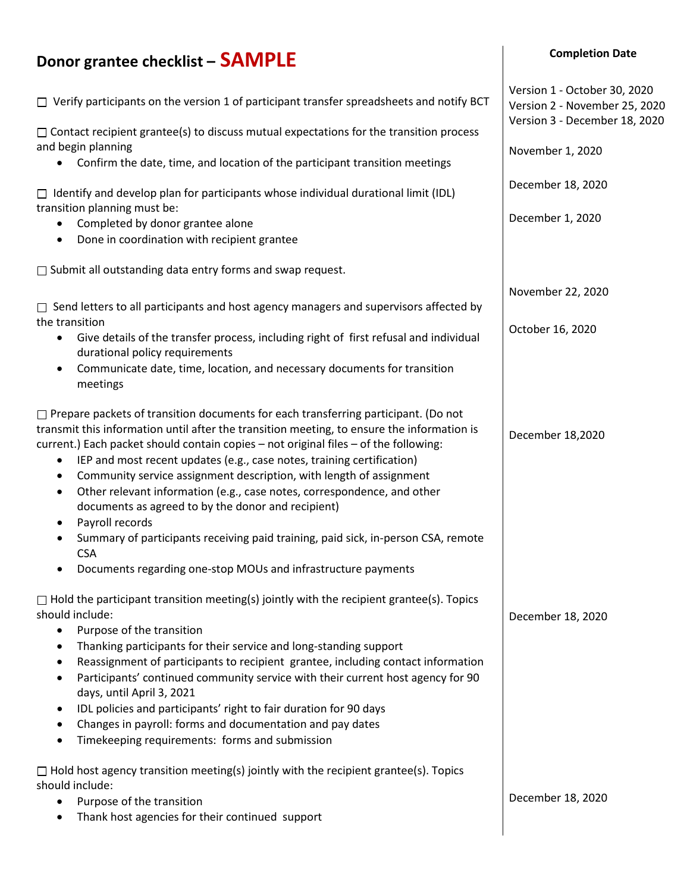# Donor grantee checklist – SAMPLE

| | Completion Date |
|---|---|
| ☐ Verify participants on the version 1 of participant transfer spreadsheets and notify BCT | Version 1 - October 30, 2020<br>Version 2 - November 25, 2020<br>Version 3 - December 18, 2020 |
| ☐ Contact recipient grantee(s) to discuss mutual expectations for the transition process and begin planning<br>• Confirm the date, time, and location of the participant transition meetings | November 1, 2020 |
| ☐ Identify and develop plan for participants whose individual durational limit (IDL) transition planning must be:<br>• Completed by donor grantee alone<br>• Done in coordination with recipient grantee | December 18, 2020<br><br>December 1, 2020 |
| ☐ Submit all outstanding data entry forms and swap request. | November 22, 2020 |
| ☐ Send letters to all participants and host agency managers and supervisors affected by the transition<br>• Give details of the transfer process, including right of first refusal and individual durational policy requirements<br>• Communicate date, time, location, and necessary documents for transition meetings | October 16, 2020 |
| ☐ Prepare packets of transition documents for each transferring participant. (Do not transmit this information until after the transition meeting, to ensure the information is current.) Each packet should contain copies – not original files – of the following:<br>• IEP and most recent updates (e.g., case notes, training certification)<br>• Community service assignment description, with length of assignment<br>• Other relevant information (e.g., case notes, correspondence, and other documents as agreed to by the donor and recipient)<br>• Payroll records<br>• Summary of participants receiving paid training, paid sick, in-person CSA, remote CSA<br>• Documents regarding one-stop MOUs and infrastructure payments | December 18,2020 |
| ☐ Hold the participant transition meeting(s) jointly with the recipient grantee(s). Topics should include:<br>• Purpose of the transition<br>• Thanking participants for their service and long-standing support<br>• Reassignment of participants to recipient grantee, including contact information<br>• Participants' continued community service with their current host agency for 90 days, until April 3, 2021<br>• IDL policies and participants' right to fair duration for 90 days<br>• Changes in payroll: forms and documentation and pay dates<br>• Timekeeping requirements: forms and submission | December 18, 2020 |
| ☐ Hold host agency transition meeting(s) jointly with the recipient grantee(s). Topics should include:<br>• Purpose of the transition<br>• Thank host agencies for their continued support | December 18, 2020 |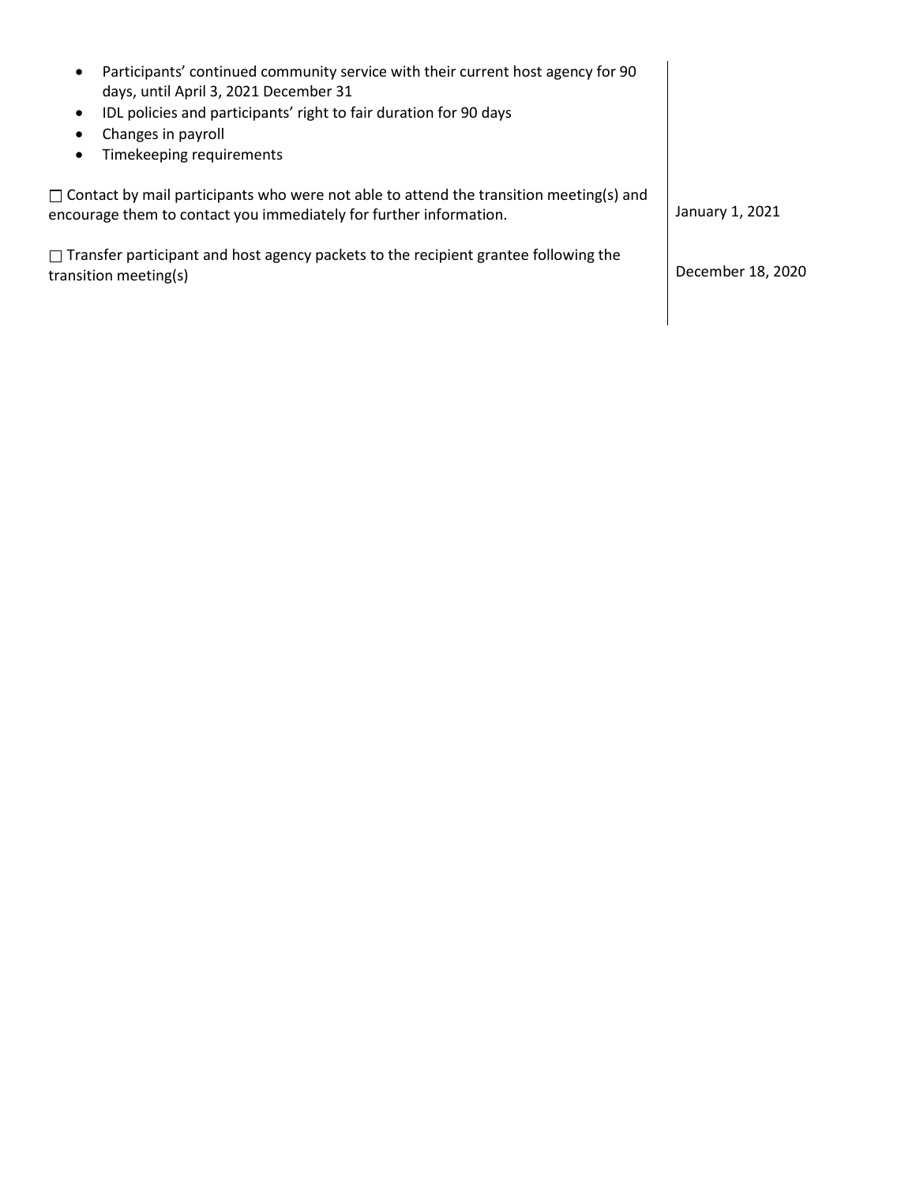| | |
|---|---|
| • Participants' continued community service with their current host agency for 90 days, until April 3, 2021 December 31<br>• IDL policies and participants' right to fair duration for 90 days<br>• Changes in payroll<br>• Timekeeping requirements | |
| ☐ Contact by mail participants who were not able to attend the transition meeting(s) and encourage them to contact you immediately for further information. | January 1, 2021 |
| ☐ Transfer participant and host agency packets to the recipient grantee following the transition meeting(s) | December 18, 2020 |